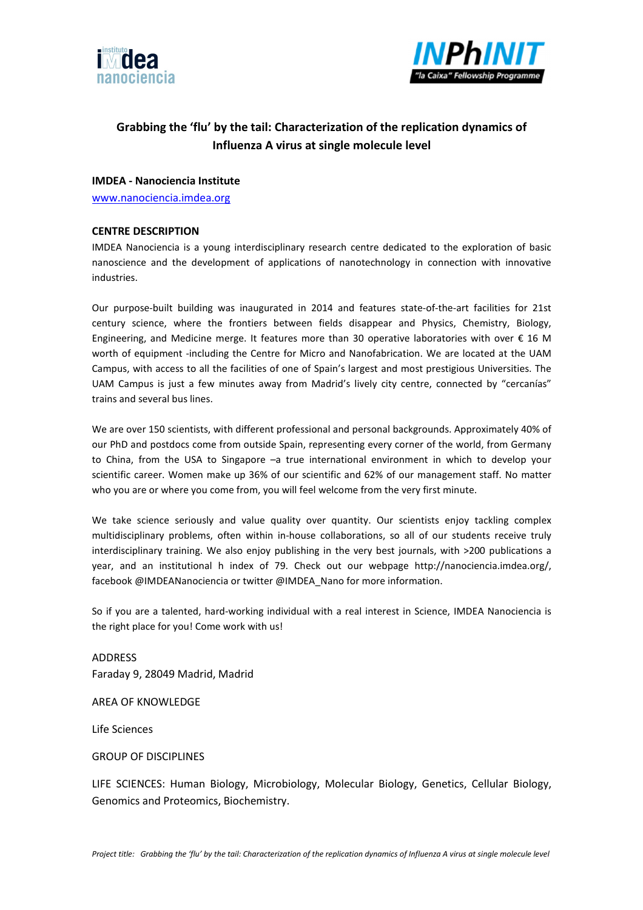# Grabbing the 'flu' by the tail: Characterization of the replication dynamics of Influenza A virus at single molecule level

**IMDEA - Nanociencia Institute**

www.nanociencia.imdea.org

**CENTRE DESCRIPTION**

IMDEA Nanociencia is a young interdisciplinary research centre dedicated to the exploration of basic nanoscience and the development of applications of nanotechnology in connection with innovative industries.

Our purpose-built building was inaugurated in 2014 and features state-of-the-art facilities for 21st century science, where the frontiers between fields disappear and Physics, Chemistry, Biology, Engineering, and Medicine merge. It features more than 30 operative laboratories with over € 16 M worth of equipment -including the Centre for Micro and Nanofabrication. We are located at the UAM Campus, with access to all the facilities of one of Spain's largest and most prestigious Universities. The UAM Campus is just a few minutes away from Madrid's lively city centre, connected by "cercanías" trains and several bus lines.

We are over 150 scientists, with different professional and personal backgrounds. Approximately 40% of our PhD and postdocs come from outside Spain, representing every corner of the world, from Germany to China, from the USA to Singapore –a true international environment in which to develop your scientific career. Women make up 36% of our scientific and 62% of our management staff. No matter who you are or where you come from, you will feel welcome from the very first minute.

We take science seriously and value quality over quantity. Our scientists enjoy tackling complex multidisciplinary problems, often within in-house collaborations, so all of our students receive truly interdisciplinary training. We also enjoy publishing in the very best journals, with >200 publications a year, and an institutional h index of 79. Check out our webpage http://nanociencia.imdea.org/, facebook @IMDEANanociencia or twitter @IMDEA_Nano for more information.

So if you are a talented, hard-working individual with a real interest in Science, IMDEA Nanociencia is the right place for you! Come work with us!

ADDRESS

Faraday 9, 28049 Madrid, Madrid

AREA OF KNOWLEDGE

Life Sciences

GROUP OF DISCIPLINES

LIFE SCIENCES: Human Biology, Microbiology, Molecular Biology, Genetics, Cellular Biology, Genomics and Proteomics, Biochemistry.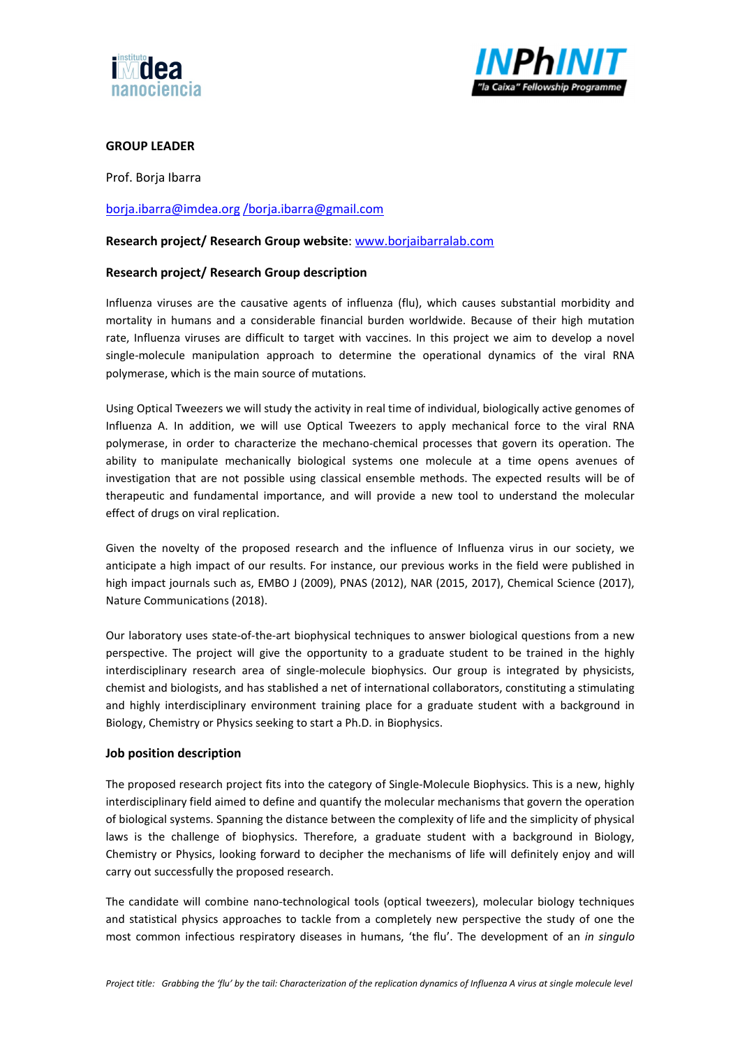**GROUP LEADER**

Prof. Borja Ibarra

borja.ibarra@imdea.org /borja.ibarra@gmail.com

**Research project/ Research Group website**: www.borjaibarralab.com

**Research project/ Research Group description**

Influenza viruses are the causative agents of influenza (flu), which causes substantial morbidity and mortality in humans and a considerable financial burden worldwide. Because of their high mutation rate, Influenza viruses are difficult to target with vaccines. In this project we aim to develop a novel single-molecule manipulation approach to determine the operational dynamics of the viral RNA polymerase, which is the main source of mutations.

Using Optical Tweezers we will study the activity in real time of individual, biologically active genomes of Influenza A. In addition, we will use Optical Tweezers to apply mechanical force to the viral RNA polymerase, in order to characterize the mechano-chemical processes that govern its operation. The ability to manipulate mechanically biological systems one molecule at a time opens avenues of investigation that are not possible using classical ensemble methods. The expected results will be of therapeutic and fundamental importance, and will provide a new tool to understand the molecular effect of drugs on viral replication.

Given the novelty of the proposed research and the influence of Influenza virus in our society, we anticipate a high impact of our results. For instance, our previous works in the field were published in high impact journals such as, EMBO J (2009), PNAS (2012), NAR (2015, 2017), Chemical Science (2017), Nature Communications (2018).

Our laboratory uses state-of-the-art biophysical techniques to answer biological questions from a new perspective. The project will give the opportunity to a graduate student to be trained in the highly interdisciplinary research area of single-molecule biophysics. Our group is integrated by physicists, chemist and biologists, and has stablished a net of international collaborators, constituting a stimulating and highly interdisciplinary environment training place for a graduate student with a background in Biology, Chemistry or Physics seeking to start a Ph.D. in Biophysics.

**Job position description**

The proposed research project fits into the category of Single-Molecule Biophysics. This is a new, highly interdisciplinary field aimed to define and quantify the molecular mechanisms that govern the operation of biological systems. Spanning the distance between the complexity of life and the simplicity of physical laws is the challenge of biophysics. Therefore, a graduate student with a background in Biology, Chemistry or Physics, looking forward to decipher the mechanisms of life will definitely enjoy and will carry out successfully the proposed research.

The candidate will combine nano-technological tools (optical tweezers), molecular biology techniques and statistical physics approaches to tackle from a completely new perspective the study of one the most common infectious respiratory diseases in humans, 'the flu'. The development of an *in singulo*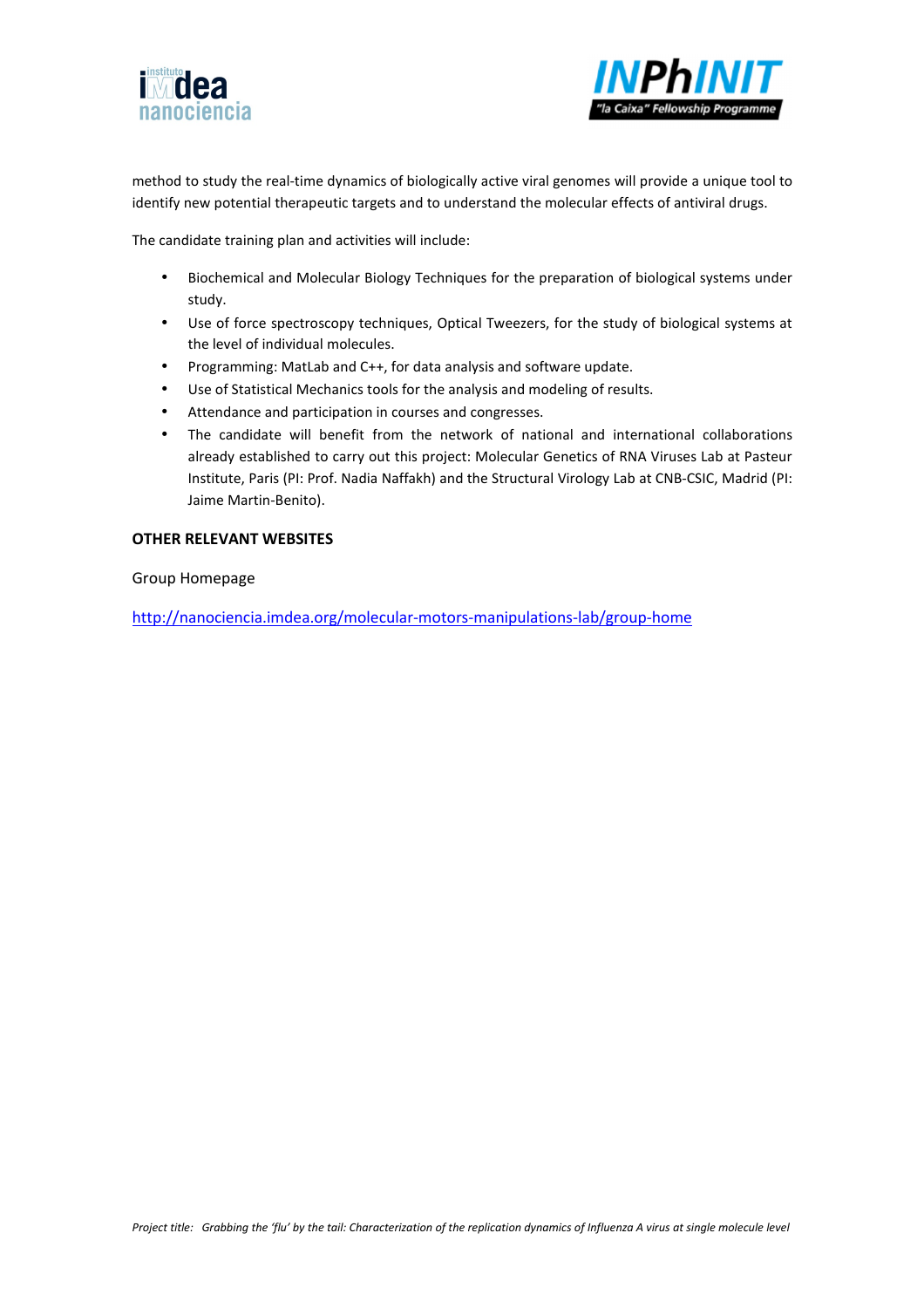method to study the real-time dynamics of biologically active viral genomes will provide a unique tool to identify new potential therapeutic targets and to understand the molecular effects of antiviral drugs.

The candidate training plan and activities will include:

- Biochemical and Molecular Biology Techniques for the preparation of biological systems under study.
- Use of force spectroscopy techniques, Optical Tweezers, for the study of biological systems at the level of individual molecules.
- Programming: MatLab and C++, for data analysis and software update.
- Use of Statistical Mechanics tools for the analysis and modeling of results.
- Attendance and participation in courses and congresses.
- The candidate will benefit from the network of national and international collaborations already established to carry out this project: Molecular Genetics of RNA Viruses Lab at Pasteur Institute, Paris (PI: Prof. Nadia Naffakh) and the Structural Virology Lab at CNB-CSIC, Madrid (PI: Jaime Martin-Benito).

**OTHER RELEVANT WEBSITES**

Group Homepage

http://nanociencia.imdea.org/molecular-motors-manipulations-lab/group-home